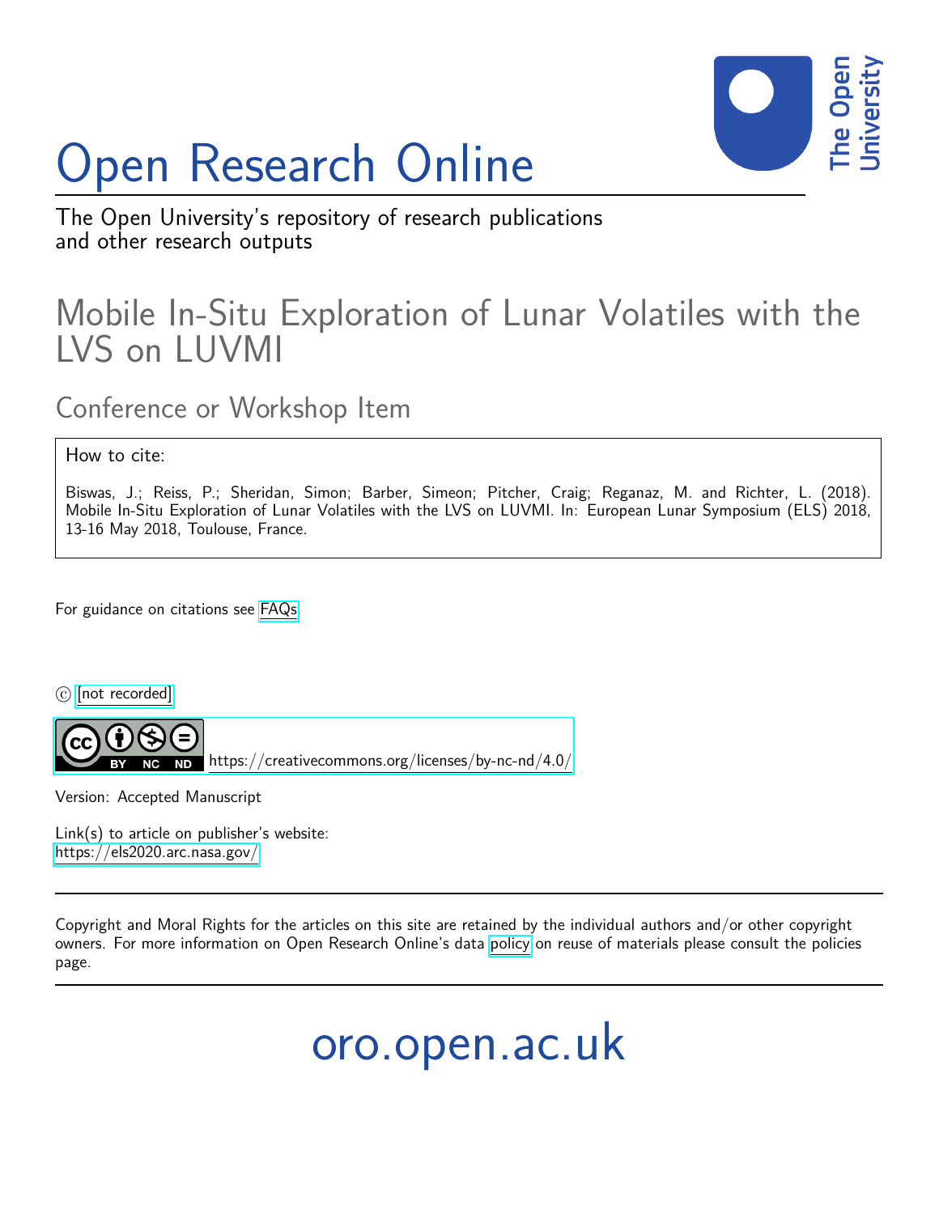# Open Research Online

The Open University's repository of research publications and other research outputs

## Mobile In-Situ Exploration of Lunar Volatiles with the LVS on LUVMI

### Conference or Workshop Item

How to cite:

Biswas, J.; Reiss, P.; Sheridan, Simon; Barber, Simeon; Pitcher, Craig; Reganaz, M. and Richter, L. (2018). Mobile In-Situ Exploration of Lunar Volatiles with the LVS on LUVMI. In: European Lunar Symposium (ELS) 2018, 13-16 May 2018, Toulouse, France.

For guidance on citations see FAQs.

© [not recorded]

https://creativecommons.org/licenses/by-nc-nd/4.0/

Version: Accepted Manuscript

Link(s) to article on publisher's website:
https://els2020.arc.nasa.gov/

Copyright and Moral Rights for the articles on this site are retained by the individual authors and/or other copyright owners. For more information on Open Research Online's data policy on reuse of materials please consult the policies page.

oro.open.ac.uk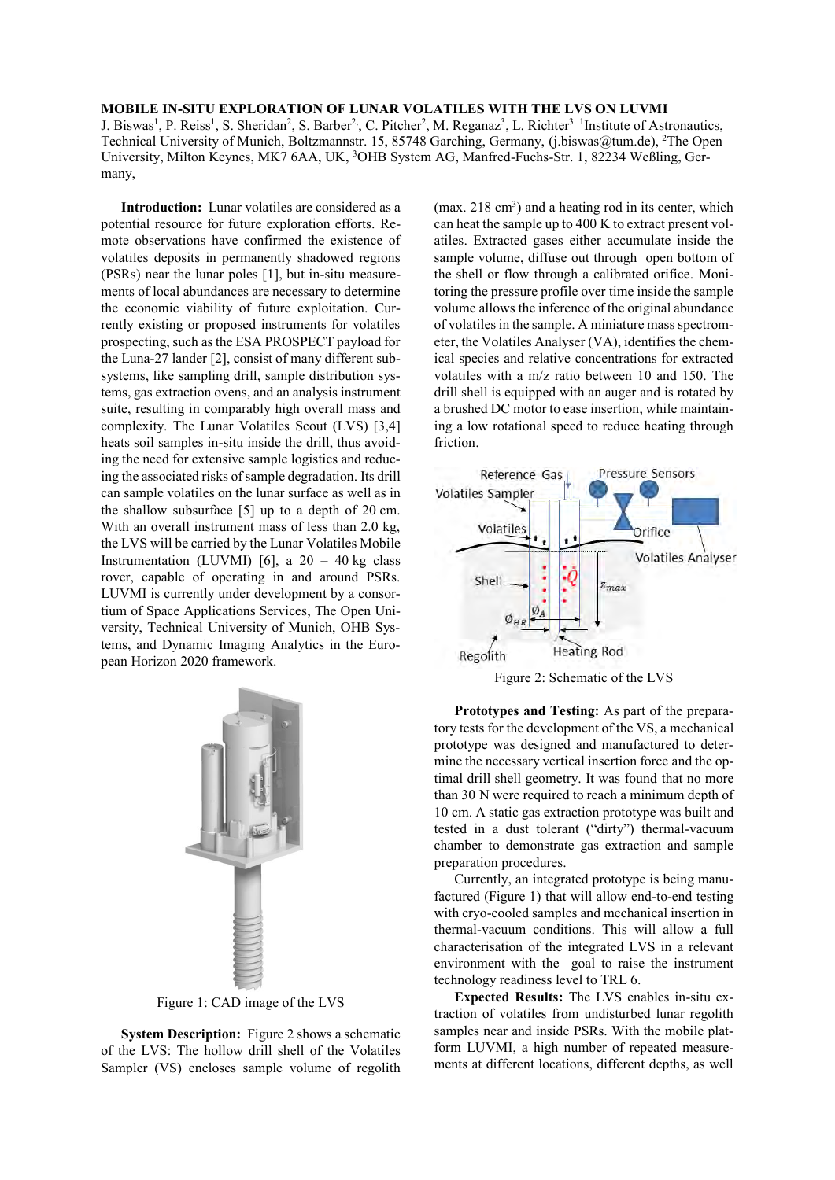# MOBILE IN-SITU EXPLORATION OF LUNAR VOLATILES WITH THE LVS ON LUVMI

J. Biswas[1], P. Reiss[1], S. Sheridan[2], S. Barber[2], C. Pitcher[2], M. Reganaz[3], L. Richter[3] [1]Institute of Astronautics, Technical University of Munich, Boltzmannstr. 15, 85748 Garching, Germany, (j.biswas@tum.de), [2]The Open University, Milton Keynes, MK7 6AA, UK, [3]OHB System AG, Manfred-Fuchs-Str. 1, 82234 Weßling, Germany,

**Introduction:** Lunar volatiles are considered as a potential resource for future exploration efforts. Remote observations have confirmed the existence of volatiles deposits in permanently shadowed regions (PSRs) near the lunar poles [1], but in-situ measurements of local abundances are necessary to determine the economic viability of future exploitation. Currently existing or proposed instruments for volatiles prospecting, such as the ESA PROSPECT payload for the Luna-27 lander [2], consist of many different subsystems, like sampling drill, sample distribution systems, gas extraction ovens, and an analysis instrument suite, resulting in comparably high overall mass and complexity. The Lunar Volatiles Scout (LVS) [3,4] heats soil samples in-situ inside the drill, thus avoiding the need for extensive sample logistics and reducing the associated risks of sample degradation. Its drill can sample volatiles on the lunar surface as well as in the shallow subsurface [5] up to a depth of 20 cm. With an overall instrument mass of less than 2.0 kg, the LVS will be carried by the Lunar Volatiles Mobile Instrumentation (LUVMI) [6], a 20 – 40 kg class rover, capable of operating in and around PSRs. LUVMI is currently under development by a consortium of Space Applications Services, The Open University, Technical University of Munich, OHB Systems, and Dynamic Imaging Analytics in the European Horizon 2020 framework.

Figure 1: CAD image of the LVS

**System Description:** Figure 2 shows a schematic of the LVS: The hollow drill shell of the Volatiles Sampler (VS) encloses sample volume of regolith (max. 218 cm$^3$) and a heating rod in its center, which can heat the sample up to 400 K to extract present volatiles. Extracted gases either accumulate inside the sample volume, diffuse out through open bottom of the shell or flow through a calibrated orifice. Monitoring the pressure profile over time inside the sample volume allows the inference of the original abundance of volatiles in the sample. A miniature mass spectrometer, the Volatiles Analyser (VA), identifies the chemical species and relative concentrations for extracted volatiles with a m/z ratio between 10 and 150. The drill shell is equipped with an auger and is rotated by a brushed DC motor to ease insertion, while maintaining a low rotational speed to reduce heating through friction.

Figure 2: Schematic of the LVS

**Prototypes and Testing:** As part of the preparatory tests for the development of the VS, a mechanical prototype was designed and manufactured to determine the necessary vertical insertion force and the optimal drill shell geometry. It was found that no more than 30 N were required to reach a minimum depth of 10 cm. A static gas extraction prototype was built and tested in a dust tolerant ("dirty") thermal-vacuum chamber to demonstrate gas extraction and sample preparation procedures.

Currently, an integrated prototype is being manufactured (Figure 1) that will allow end-to-end testing with cryo-cooled samples and mechanical insertion in thermal-vacuum conditions. This will allow a full characterisation of the integrated LVS in a relevant environment with the goal to raise the instrument technology readiness level to TRL 6.

**Expected Results:** The LVS enables in-situ extraction of volatiles from undisturbed lunar regolith samples near and inside PSRs. With the mobile platform LUVMI, a high number of repeated measurements at different locations, different depths, as well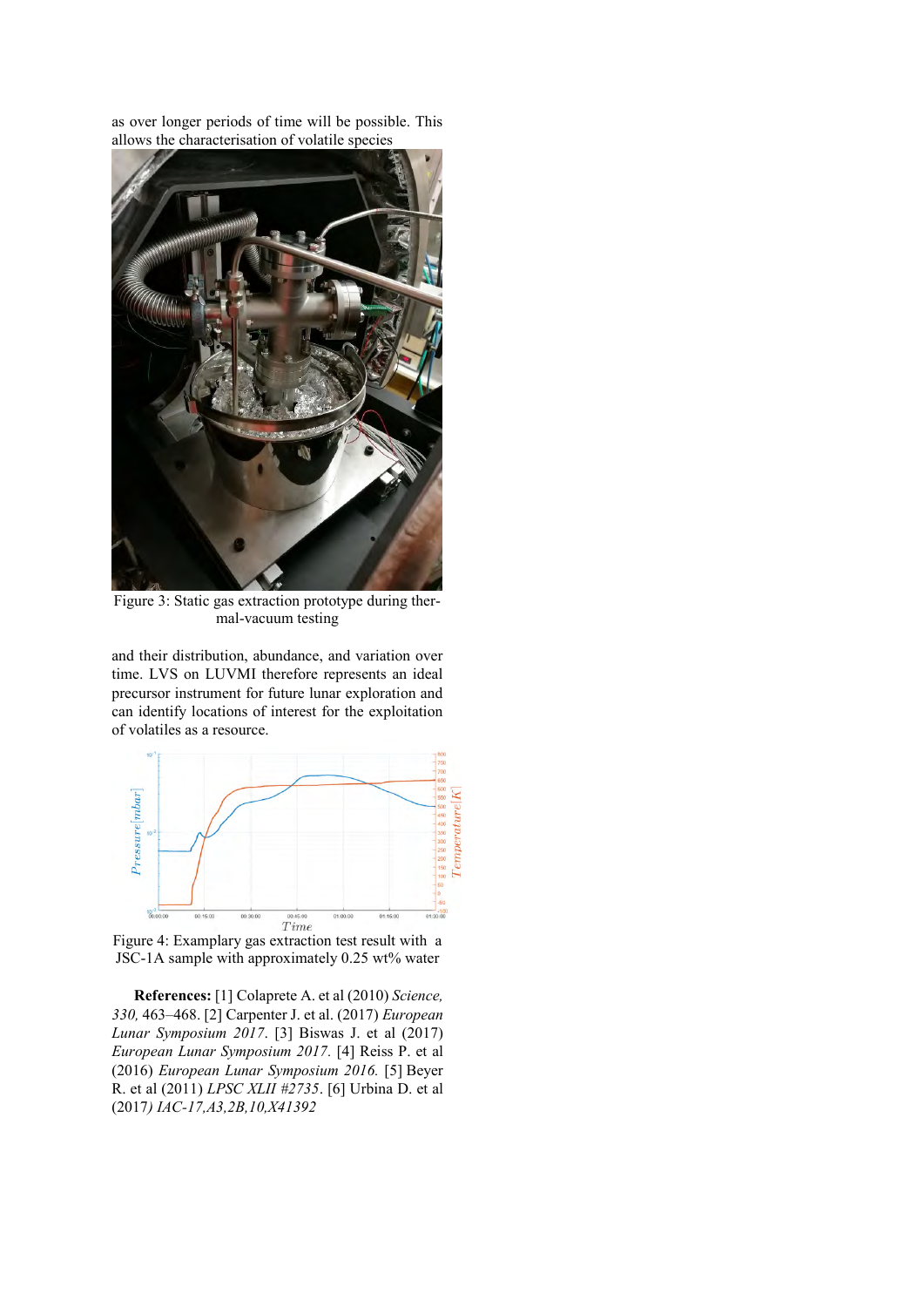as over longer periods of time will be possible. This allows the characterisation of volatile species

Figure 3: Static gas extraction prototype during thermal-vacuum testing

and their distribution, abundance, and variation over time. LVS on LUVMI therefore represents an ideal precursor instrument for future lunar exploration and can identify locations of interest for the exploitation of volatiles as a resource.

$Pressure[mbar]$

$Temperature[K]$

$Time$

Figure 4: Examplary gas extraction test result with a JSC-1A sample with approximately 0.25 wt% water

**References:** [1] Colaprete A. et al (2010) *Science, 330,* 463–468. [2] Carpenter J. et al. (2017) *European Lunar Symposium 2017*. [3] Biswas J. et al (2017) *European Lunar Symposium 2017.* [4] Reiss P. et al (2016) *European Lunar Symposium 2016.* [5] Beyer R. et al (2011) *LPSC XLII #2735*. [6] Urbina D. et al (2017*) IAC-17,A3,2B,10,X41392*